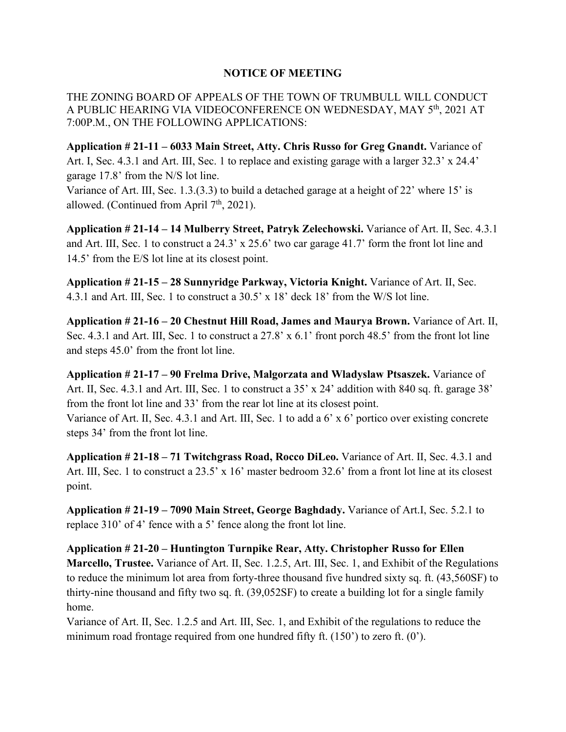# NOTICE OF MEETING

THE ZONING BOARD OF APPEALS OF THE TOWN OF TRUMBULL WILL CONDUCT A PUBLIC HEARING VIA VIDEOCONFERENCE ON WEDNESDAY, MAY 5th, 2021 AT 7:00P.M., ON THE FOLLOWING APPLICATIONS:

**Application # 21-11 – 6033 Main Street, Atty. Chris Russo for Greg Gnandt.** Variance of Art. I, Sec. 4.3.1 and Art. III, Sec. 1 to replace and existing garage with a larger 32.3' x 24.4' garage 17.8' from the N/S lot line.
Variance of Art. III, Sec. 1.3.(3.3) to build a detached garage at a height of 22' where 15' is allowed. (Continued from April 7th, 2021).

**Application # 21-14 – 14 Mulberry Street, Patryk Zelechowski.** Variance of Art. II, Sec. 4.3.1 and Art. III, Sec. 1 to construct a 24.3' x 25.6' two car garage 41.7' form the front lot line and 14.5' from the E/S lot line at its closest point.

**Application # 21-15 – 28 Sunnyridge Parkway, Victoria Knight.** Variance of Art. II, Sec. 4.3.1 and Art. III, Sec. 1 to construct a 30.5' x 18' deck 18' from the W/S lot line.

**Application # 21-16 – 20 Chestnut Hill Road, James and Maurya Brown.** Variance of Art. II, Sec. 4.3.1 and Art. III, Sec. 1 to construct a 27.8' x 6.1' front porch 48.5' from the front lot line and steps 45.0' from the front lot line.

**Application # 21-17 – 90 Frelma Drive, Malgorzata and Wladyslaw Ptsaszek.** Variance of Art. II, Sec. 4.3.1 and Art. III, Sec. 1 to construct a 35' x 24' addition with 840 sq. ft. garage 38' from the front lot line and 33' from the rear lot line at its closest point.
Variance of Art. II, Sec. 4.3.1 and Art. III, Sec. 1 to add a 6' x 6' portico over existing concrete steps 34' from the front lot line.

**Application # 21-18 – 71 Twitchgrass Road, Rocco DiLeo.** Variance of Art. II, Sec. 4.3.1 and Art. III, Sec. 1 to construct a 23.5' x 16' master bedroom 32.6' from a front lot line at its closest point.

**Application # 21-19 – 7090 Main Street, George Baghdady.** Variance of Art.I, Sec. 5.2.1 to replace 310' of 4' fence with a 5' fence along the front lot line.

**Application # 21-20 – Huntington Turnpike Rear, Atty. Christopher Russo for Ellen Marcello, Trustee.** Variance of Art. II, Sec. 1.2.5, Art. III, Sec. 1, and Exhibit of the Regulations to reduce the minimum lot area from forty-three thousand five hundred sixty sq. ft. (43,560SF) to thirty-nine thousand and fifty two sq. ft. (39,052SF) to create a building lot for a single family home.
Variance of Art. II, Sec. 1.2.5 and Art. III, Sec. 1, and Exhibit of the regulations to reduce the minimum road frontage required from one hundred fifty ft. (150') to zero ft. (0').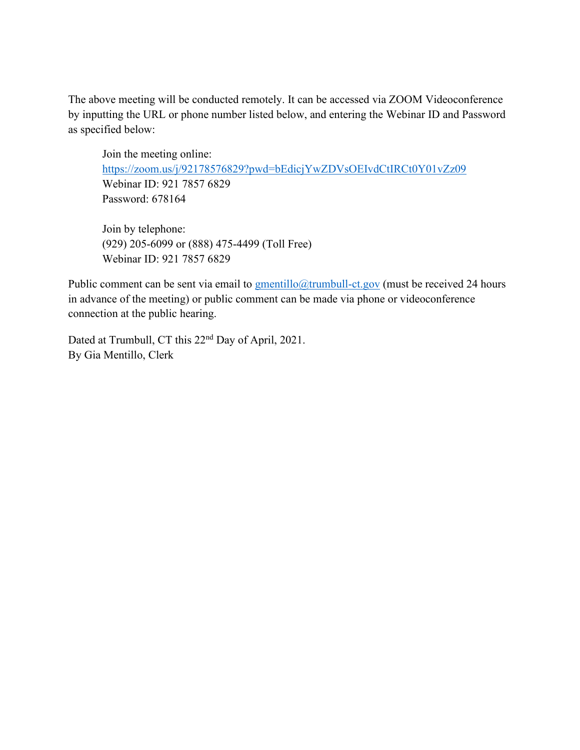The above meeting will be conducted remotely. It can be accessed via ZOOM Videoconference by inputting the URL or phone number listed below, and entering the Webinar ID and Password as specified below:

> Join the meeting online:
> https://zoom.us/j/92178576829?pwd=bEdicjYwZDVsOEIvdCtIRCt0Y01vZz09
> Webinar ID: 921 7857 6829
> Password: 678164
>
> Join by telephone:
> (929) 205-6099 or (888) 475-4499 (Toll Free)
> Webinar ID: 921 7857 6829

Public comment can be sent via email to gmentillo@trumbull-ct.gov (must be received 24 hours in advance of the meeting) or public comment can be made via phone or videoconference connection at the public hearing.

Dated at Trumbull, CT this 22nd Day of April, 2021.
By Gia Mentillo, Clerk